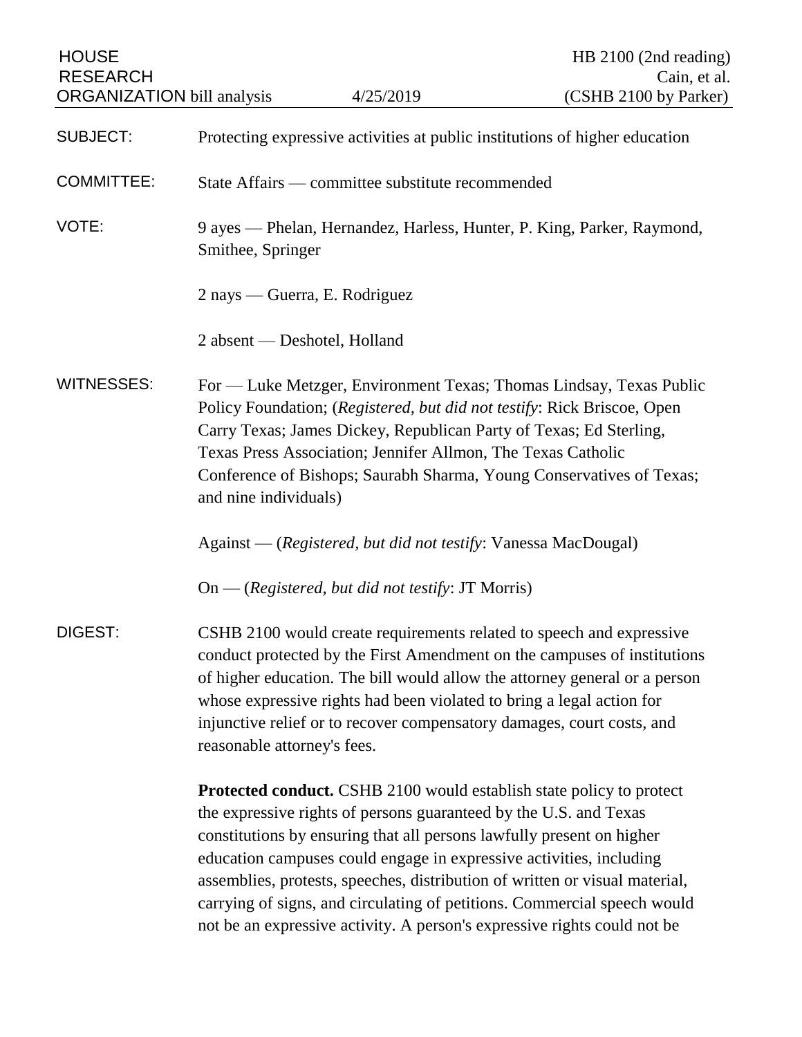HOUSE RESEARCH ORGANIZATION bill analysis — 4/25/2019 — HB 2100 (2nd reading) Cain, et al. (CSHB 2100 by Parker)

**SUBJECT:** Protecting expressive activities at public institutions of higher education

**COMMITTEE:** State Affairs — committee substitute recommended

**VOTE:** 9 ayes — Phelan, Hernandez, Harless, Hunter, P. King, Parker, Raymond, Smithee, Springer

2 nays — Guerra, E. Rodriguez

2 absent — Deshotel, Holland

**WITNESSES:** For — Luke Metzger, Environment Texas; Thomas Lindsay, Texas Public Policy Foundation; (*Registered, but did not testify*: Rick Briscoe, Open Carry Texas; James Dickey, Republican Party of Texas; Ed Sterling, Texas Press Association; Jennifer Allmon, The Texas Catholic Conference of Bishops; Saurabh Sharma, Young Conservatives of Texas; and nine individuals)

Against — (*Registered, but did not testify*: Vanessa MacDougal)

On — (*Registered, but did not testify*: JT Morris)

**DIGEST:** CSHB 2100 would create requirements related to speech and expressive conduct protected by the First Amendment on the campuses of institutions of higher education. The bill would allow the attorney general or a person whose expressive rights had been violated to bring a legal action for injunctive relief or to recover compensatory damages, court costs, and reasonable attorney's fees.

**Protected conduct.** CSHB 2100 would establish state policy to protect the expressive rights of persons guaranteed by the U.S. and Texas constitutions by ensuring that all persons lawfully present on higher education campuses could engage in expressive activities, including assemblies, protests, speeches, distribution of written or visual material, carrying of signs, and circulating of petitions. Commercial speech would not be an expressive activity. A person's expressive rights could not be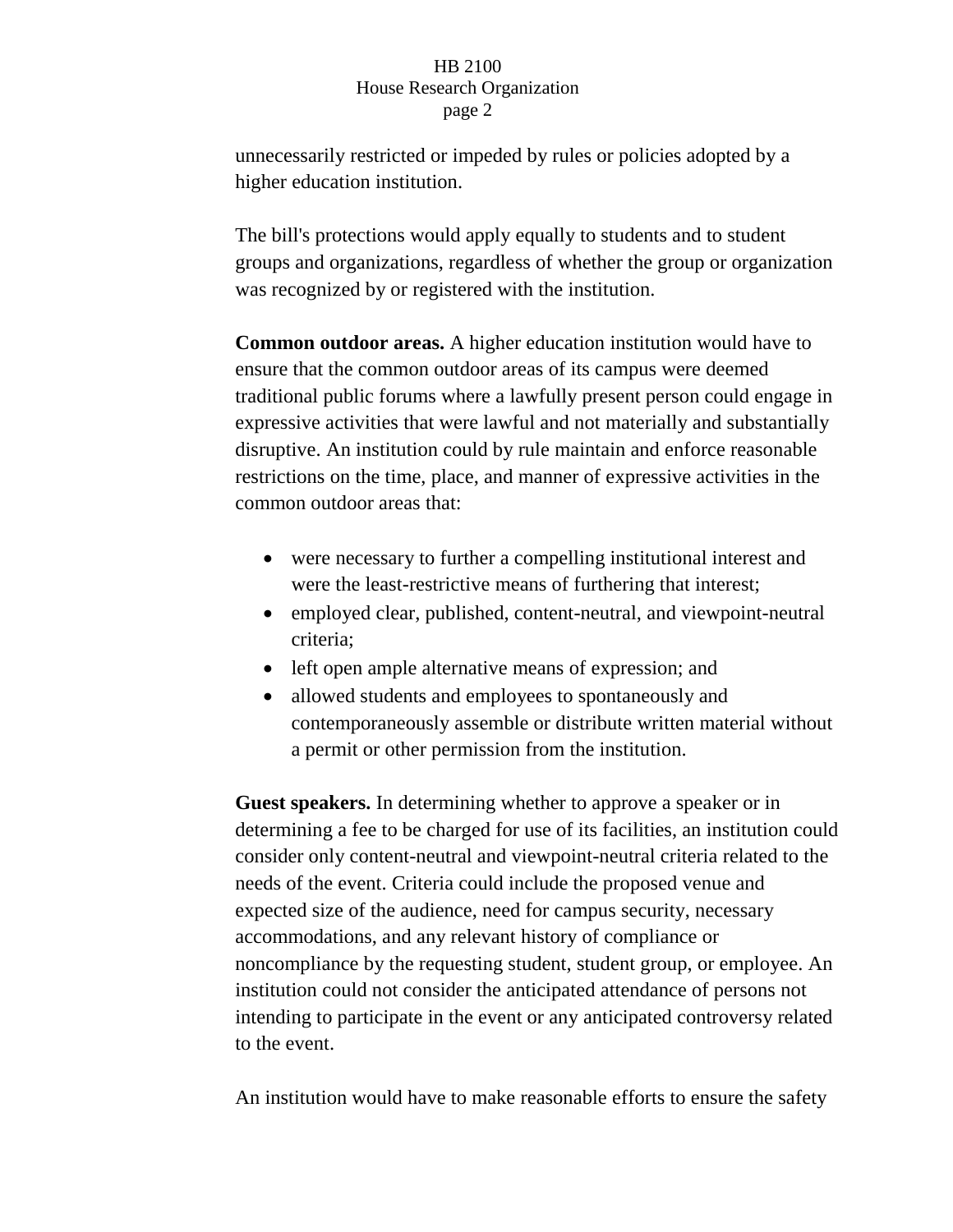unnecessarily restricted or impeded by rules or policies adopted by a higher education institution.

The bill's protections would apply equally to students and to student groups and organizations, regardless of whether the group or organization was recognized by or registered with the institution.

**Common outdoor areas.** A higher education institution would have to ensure that the common outdoor areas of its campus were deemed traditional public forums where a lawfully present person could engage in expressive activities that were lawful and not materially and substantially disruptive. An institution could by rule maintain and enforce reasonable restrictions on the time, place, and manner of expressive activities in the common outdoor areas that:

- were necessary to further a compelling institutional interest and were the least-restrictive means of furthering that interest;
- employed clear, published, content-neutral, and viewpoint-neutral criteria;
- left open ample alternative means of expression; and
- allowed students and employees to spontaneously and contemporaneously assemble or distribute written material without a permit or other permission from the institution.

**Guest speakers.** In determining whether to approve a speaker or in determining a fee to be charged for use of its facilities, an institution could consider only content-neutral and viewpoint-neutral criteria related to the needs of the event. Criteria could include the proposed venue and expected size of the audience, need for campus security, necessary accommodations, and any relevant history of compliance or noncompliance by the requesting student, student group, or employee. An institution could not consider the anticipated attendance of persons not intending to participate in the event or any anticipated controversy related to the event.

An institution would have to make reasonable efforts to ensure the safety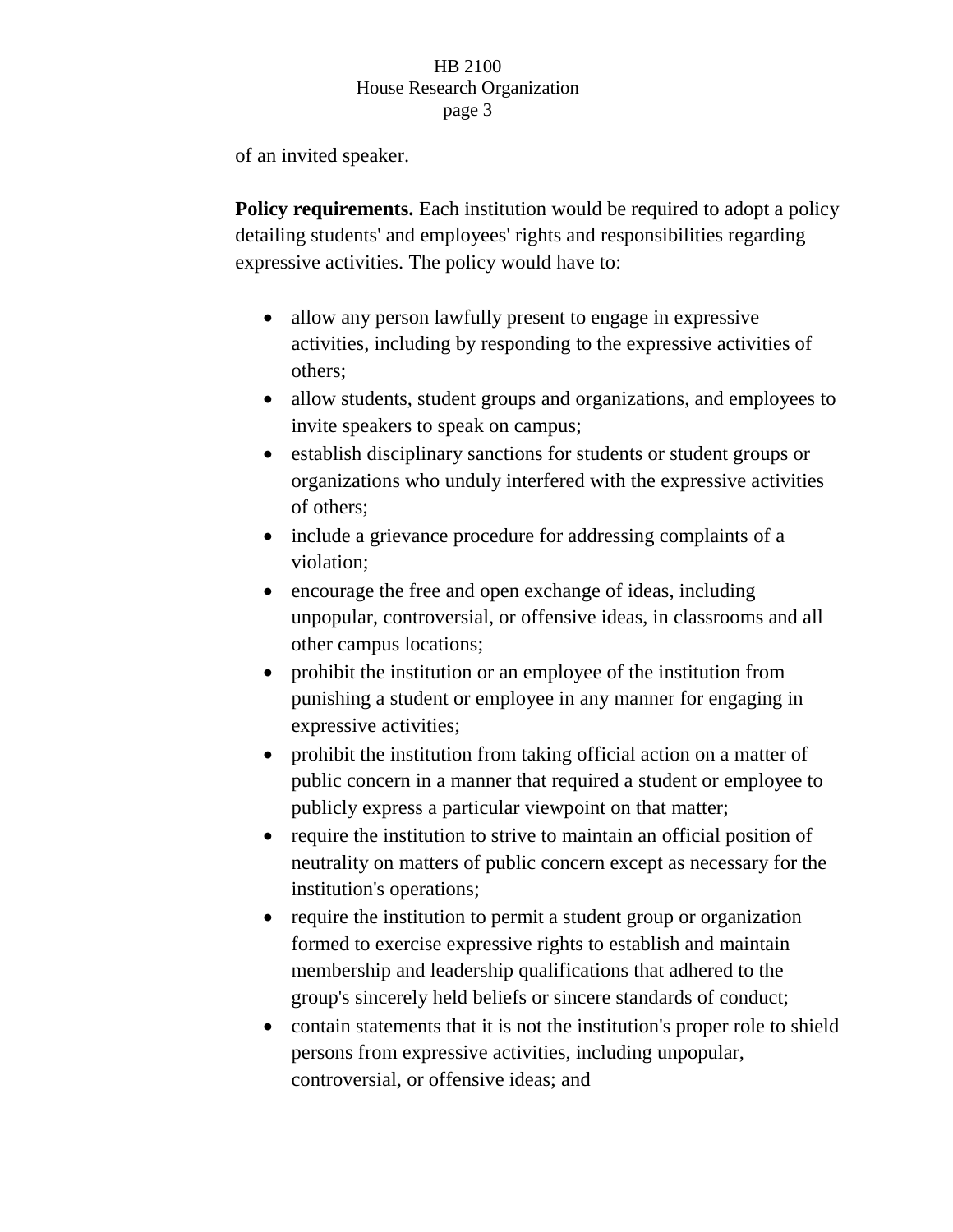of an invited speaker.

**Policy requirements.** Each institution would be required to adopt a policy detailing students' and employees' rights and responsibilities regarding expressive activities. The policy would have to:

- allow any person lawfully present to engage in expressive activities, including by responding to the expressive activities of others;
- allow students, student groups and organizations, and employees to invite speakers to speak on campus;
- establish disciplinary sanctions for students or student groups or organizations who unduly interfered with the expressive activities of others;
- include a grievance procedure for addressing complaints of a violation;
- encourage the free and open exchange of ideas, including unpopular, controversial, or offensive ideas, in classrooms and all other campus locations;
- prohibit the institution or an employee of the institution from punishing a student or employee in any manner for engaging in expressive activities;
- prohibit the institution from taking official action on a matter of public concern in a manner that required a student or employee to publicly express a particular viewpoint on that matter;
- require the institution to strive to maintain an official position of neutrality on matters of public concern except as necessary for the institution's operations;
- require the institution to permit a student group or organization formed to exercise expressive rights to establish and maintain membership and leadership qualifications that adhered to the group's sincerely held beliefs or sincere standards of conduct;
- contain statements that it is not the institution's proper role to shield persons from expressive activities, including unpopular, controversial, or offensive ideas; and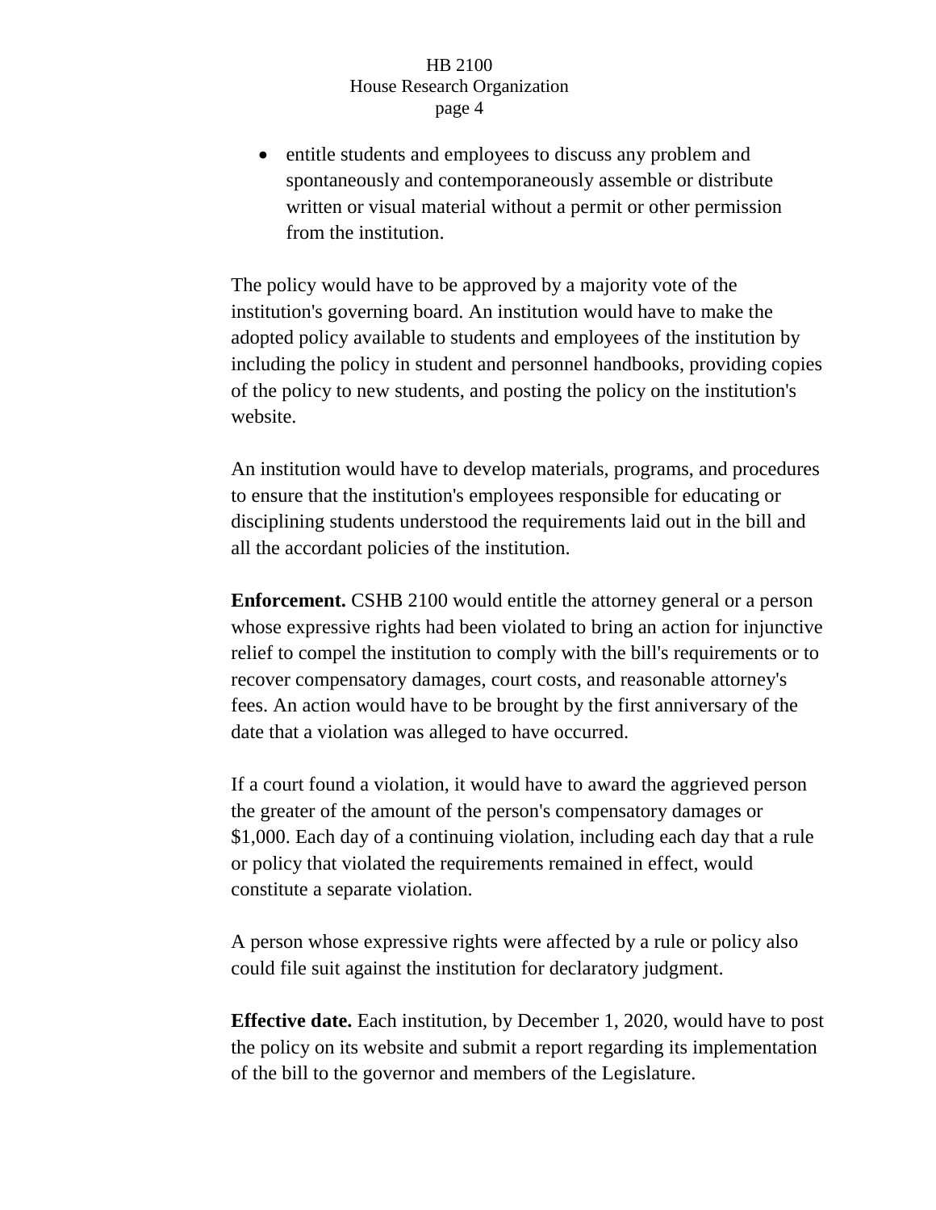- entitle students and employees to discuss any problem and spontaneously and contemporaneously assemble or distribute written or visual material without a permit or other permission from the institution.

The policy would have to be approved by a majority vote of the institution's governing board. An institution would have to make the adopted policy available to students and employees of the institution by including the policy in student and personnel handbooks, providing copies of the policy to new students, and posting the policy on the institution's website.

An institution would have to develop materials, programs, and procedures to ensure that the institution's employees responsible for educating or disciplining students understood the requirements laid out in the bill and all the accordant policies of the institution.

**Enforcement.** CSHB 2100 would entitle the attorney general or a person whose expressive rights had been violated to bring an action for injunctive relief to compel the institution to comply with the bill's requirements or to recover compensatory damages, court costs, and reasonable attorney's fees. An action would have to be brought by the first anniversary of the date that a violation was alleged to have occurred.

If a court found a violation, it would have to award the aggrieved person the greater of the amount of the person's compensatory damages or $1,000. Each day of a continuing violation, including each day that a rule or policy that violated the requirements remained in effect, would constitute a separate violation.

A person whose expressive rights were affected by a rule or policy also could file suit against the institution for declaratory judgment.

**Effective date.** Each institution, by December 1, 2020, would have to post the policy on its website and submit a report regarding its implementation of the bill to the governor and members of the Legislature.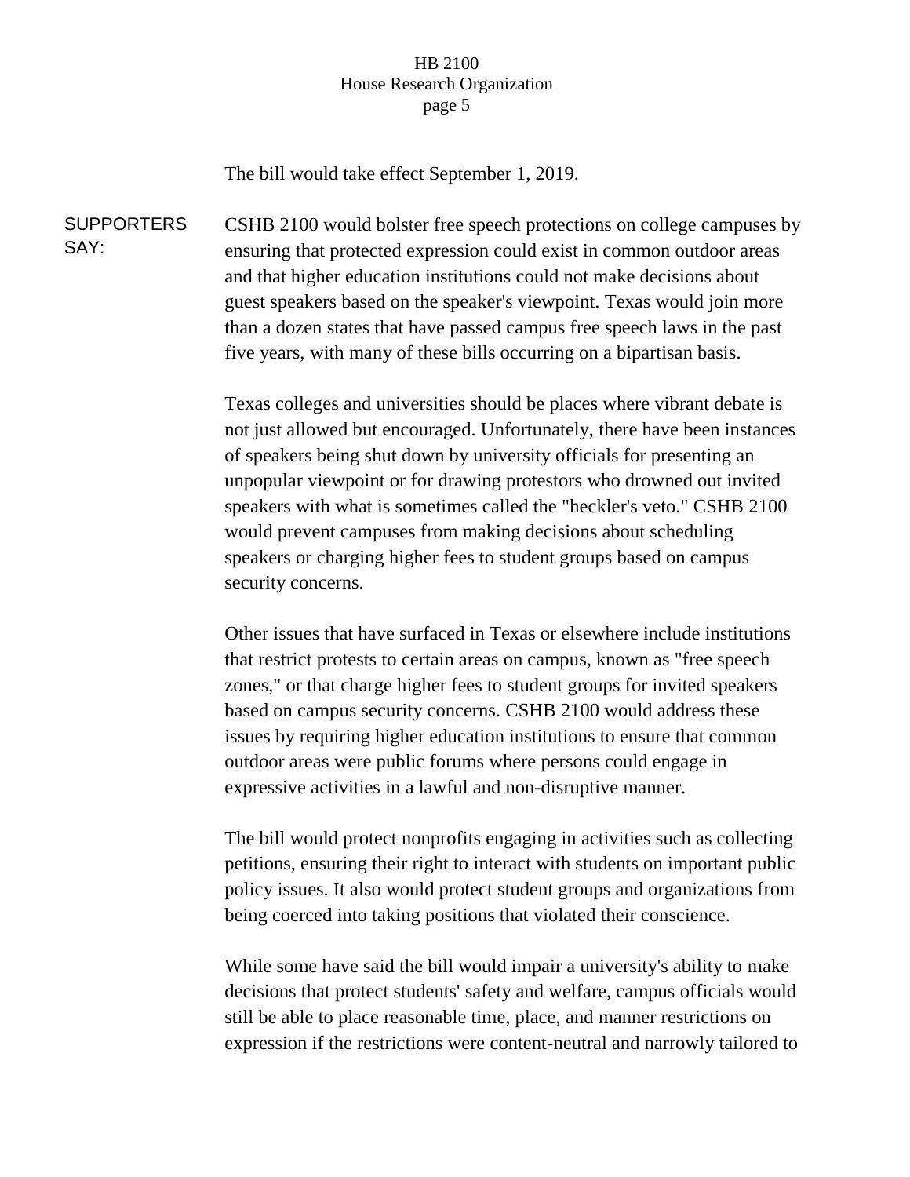The bill would take effect September 1, 2019.

**SUPPORTERS SAY:**

CSHB 2100 would bolster free speech protections on college campuses by ensuring that protected expression could exist in common outdoor areas and that higher education institutions could not make decisions about guest speakers based on the speaker's viewpoint. Texas would join more than a dozen states that have passed campus free speech laws in the past five years, with many of these bills occurring on a bipartisan basis.

Texas colleges and universities should be places where vibrant debate is not just allowed but encouraged. Unfortunately, there have been instances of speakers being shut down by university officials for presenting an unpopular viewpoint or for drawing protestors who drowned out invited speakers with what is sometimes called the "heckler's veto." CSHB 2100 would prevent campuses from making decisions about scheduling speakers or charging higher fees to student groups based on campus security concerns.

Other issues that have surfaced in Texas or elsewhere include institutions that restrict protests to certain areas on campus, known as "free speech zones," or that charge higher fees to student groups for invited speakers based on campus security concerns. CSHB 2100 would address these issues by requiring higher education institutions to ensure that common outdoor areas were public forums where persons could engage in expressive activities in a lawful and non-disruptive manner.

The bill would protect nonprofits engaging in activities such as collecting petitions, ensuring their right to interact with students on important public policy issues. It also would protect student groups and organizations from being coerced into taking positions that violated their conscience.

While some have said the bill would impair a university's ability to make decisions that protect students' safety and welfare, campus officials would still be able to place reasonable time, place, and manner restrictions on expression if the restrictions were content-neutral and narrowly tailored to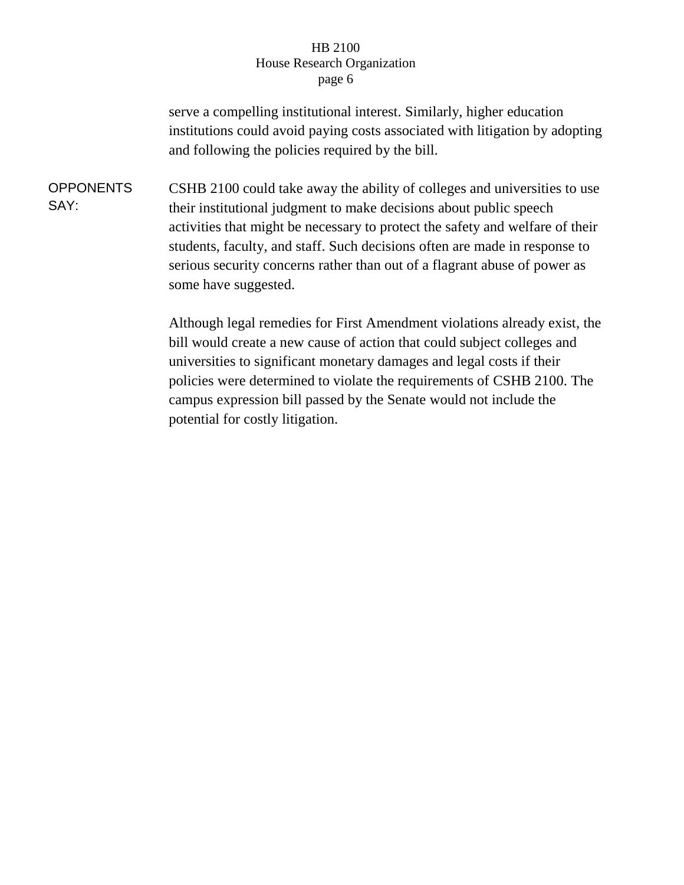serve a compelling institutional interest. Similarly, higher education institutions could avoid paying costs associated with litigation by adopting and following the policies required by the bill.

**OPPONENTS SAY:**

CSHB 2100 could take away the ability of colleges and universities to use their institutional judgment to make decisions about public speech activities that might be necessary to protect the safety and welfare of their students, faculty, and staff. Such decisions often are made in response to serious security concerns rather than out of a flagrant abuse of power as some have suggested.

Although legal remedies for First Amendment violations already exist, the bill would create a new cause of action that could subject colleges and universities to significant monetary damages and legal costs if their policies were determined to violate the requirements of CSHB 2100. The campus expression bill passed by the Senate would not include the potential for costly litigation.